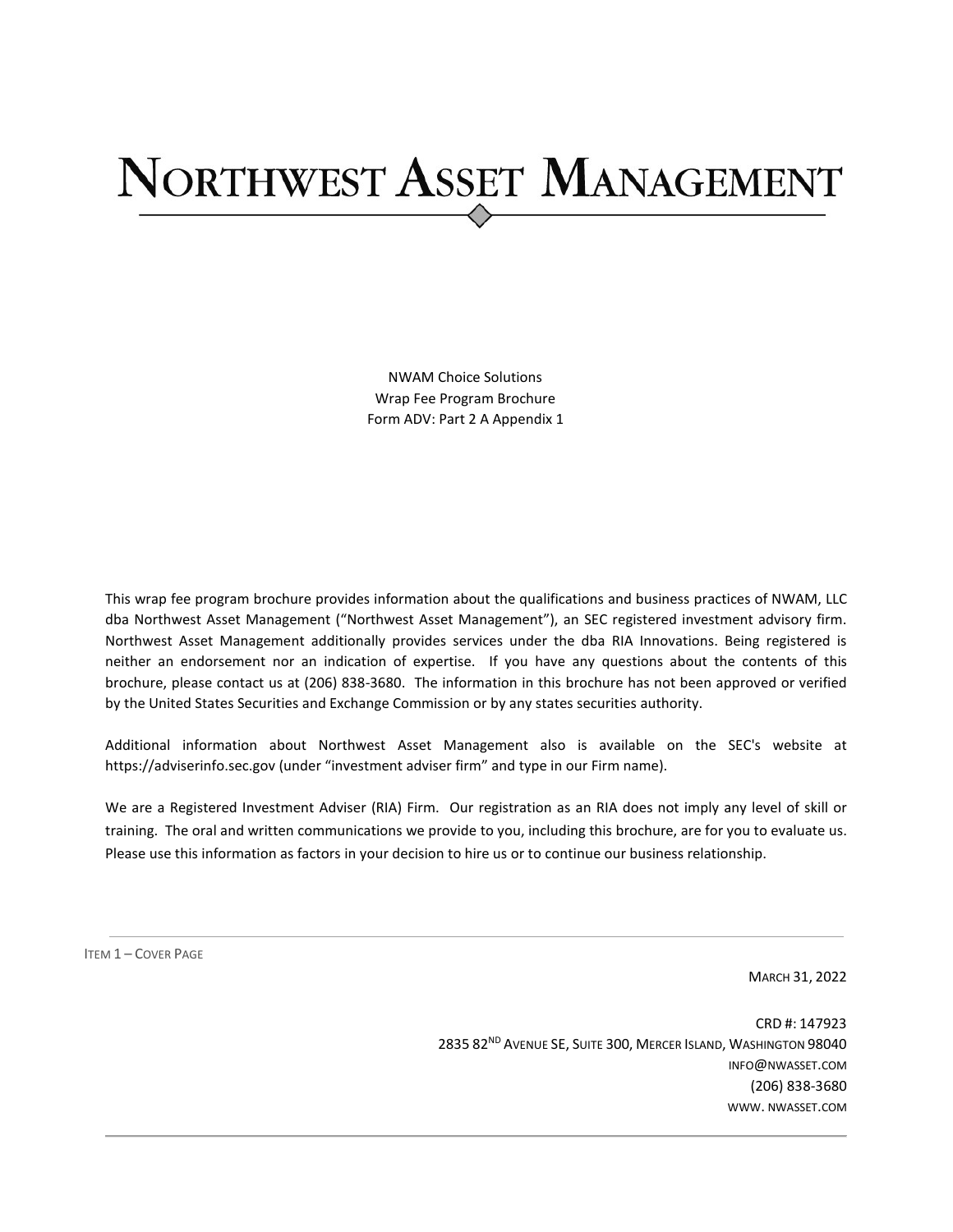# Northwest Asset Management

NWAM Choice Solutions
Wrap Fee Program Brochure
Form ADV: Part 2 A Appendix 1

This wrap fee program brochure provides information about the qualifications and business practices of NWAM, LLC dba Northwest Asset Management ("Northwest Asset Management"), an SEC registered investment advisory firm. Northwest Asset Management additionally provides services under the dba RIA Innovations. Being registered is neither an endorsement nor an indication of expertise. If you have any questions about the contents of this brochure, please contact us at (206) 838-3680. The information in this brochure has not been approved or verified by the United States Securities and Exchange Commission or by any states securities authority.

Additional information about Northwest Asset Management also is available on the SEC's website at https://adviserinfo.sec.gov (under "investment adviser firm" and type in our Firm name).

We are a Registered Investment Adviser (RIA) Firm. Our registration as an RIA does not imply any level of skill or training. The oral and written communications we provide to you, including this brochure, are for you to evaluate us. Please use this information as factors in your decision to hire us or to continue our business relationship.

ITEM 1 – COVER PAGE

MARCH 31, 2022

CRD #: 147923
2835 82ND AVENUE SE, SUITE 300, MERCER ISLAND, WASHINGTON 98040
INFO@NWASSET.COM
(206) 838-3680
WWW. NWASSET.COM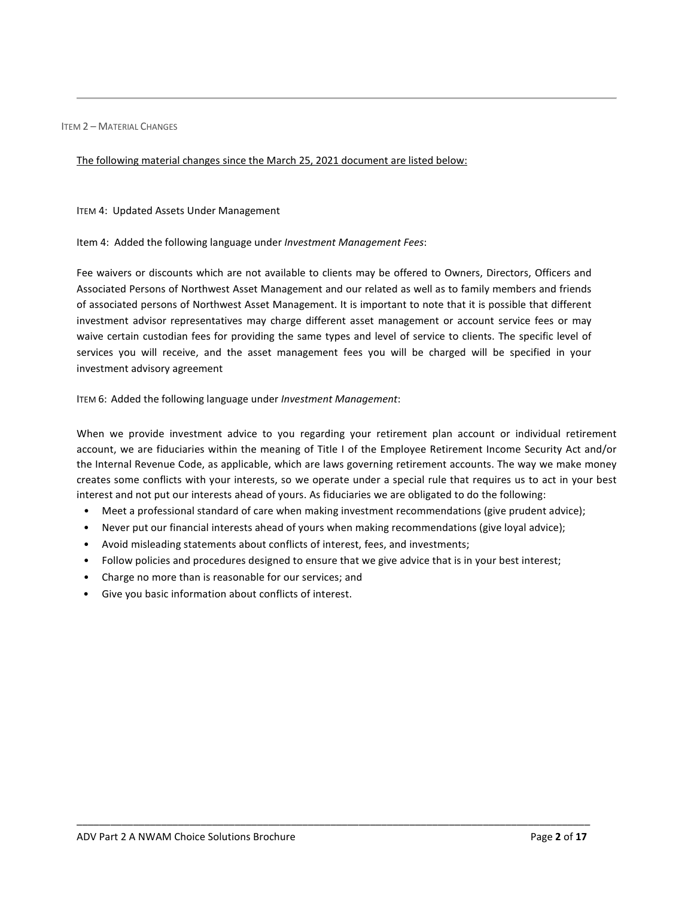## ITEM 2 – MATERIAL CHANGES

The following material changes since the March 25, 2021 document are listed below:

ITEM 4: Updated Assets Under Management

Item 4: Added the following language under *Investment Management Fees*:

Fee waivers or discounts which are not available to clients may be offered to Owners, Directors, Officers and Associated Persons of Northwest Asset Management and our related as well as to family members and friends of associated persons of Northwest Asset Management. It is important to note that it is possible that different investment advisor representatives may charge different asset management or account service fees or may waive certain custodian fees for providing the same types and level of service to clients. The specific level of services you will receive, and the asset management fees you will be charged will be specified in your investment advisory agreement

ITEM 6: Added the following language under *Investment Management*:

When we provide investment advice to you regarding your retirement plan account or individual retirement account, we are fiduciaries within the meaning of Title I of the Employee Retirement Income Security Act and/or the Internal Revenue Code, as applicable, which are laws governing retirement accounts. The way we make money creates some conflicts with your interests, so we operate under a special rule that requires us to act in your best interest and not put our interests ahead of yours. As fiduciaries we are obligated to do the following:

- Meet a professional standard of care when making investment recommendations (give prudent advice);
- Never put our financial interests ahead of yours when making recommendations (give loyal advice);
- Avoid misleading statements about conflicts of interest, fees, and investments;
- Follow policies and procedures designed to ensure that we give advice that is in your best interest;
- Charge no more than is reasonable for our services; and
- Give you basic information about conflicts of interest.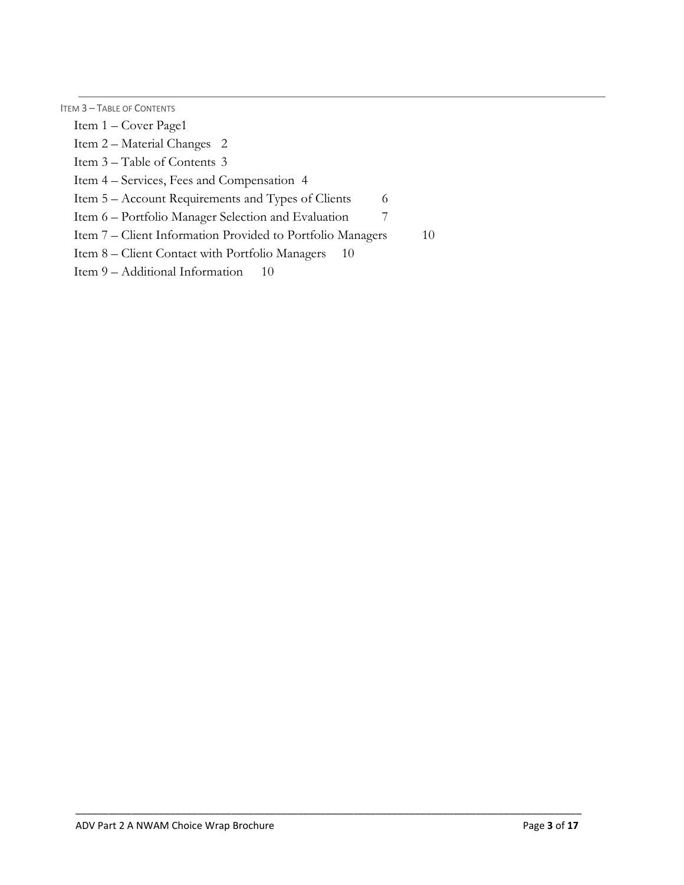## ITEM 3 – TABLE OF CONTENTS

Item 1 – Cover Page1

Item 2 – Material Changes 2

Item 3 – Table of Contents 3

Item 4 – Services, Fees and Compensation 4

Item 5 – Account Requirements and Types of Clients 6

Item 6 – Portfolio Manager Selection and Evaluation 7

Item 7 – Client Information Provided to Portfolio Managers 10

Item 8 – Client Contact with Portfolio Managers 10

Item 9 – Additional Information 10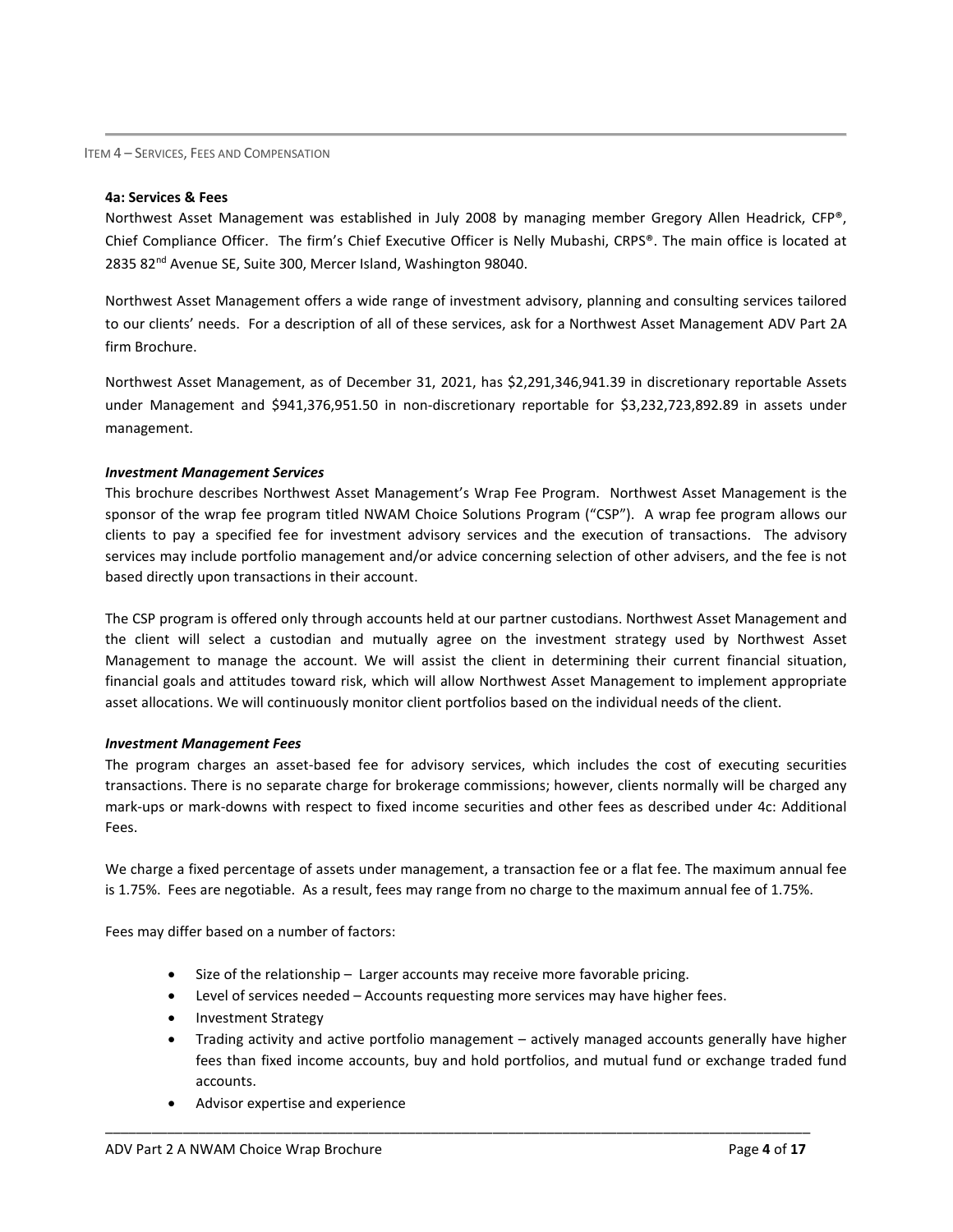## ITEM 4 – SERVICES, FEES AND COMPENSATION

### 4a: Services & Fees

Northwest Asset Management was established in July 2008 by managing member Gregory Allen Headrick, CFP®, Chief Compliance Officer. The firm's Chief Executive Officer is Nelly Mubashi, CRPS®. The main office is located at 2835 82nd Avenue SE, Suite 300, Mercer Island, Washington 98040.

Northwest Asset Management offers a wide range of investment advisory, planning and consulting services tailored to our clients' needs. For a description of all of these services, ask for a Northwest Asset Management ADV Part 2A firm Brochure.

Northwest Asset Management, as of December 31, 2021, has $2,291,346,941.39 in discretionary reportable Assets under Management and $941,376,951.50 in non-discretionary reportable for $3,232,723,892.89 in assets under management.

#### *Investment Management Services*

This brochure describes Northwest Asset Management's Wrap Fee Program. Northwest Asset Management is the sponsor of the wrap fee program titled NWAM Choice Solutions Program ("CSP"). A wrap fee program allows our clients to pay a specified fee for investment advisory services and the execution of transactions. The advisory services may include portfolio management and/or advice concerning selection of other advisers, and the fee is not based directly upon transactions in their account.

The CSP program is offered only through accounts held at our partner custodians. Northwest Asset Management and the client will select a custodian and mutually agree on the investment strategy used by Northwest Asset Management to manage the account. We will assist the client in determining their current financial situation, financial goals and attitudes toward risk, which will allow Northwest Asset Management to implement appropriate asset allocations. We will continuously monitor client portfolios based on the individual needs of the client.

#### *Investment Management Fees*

The program charges an asset-based fee for advisory services, which includes the cost of executing securities transactions. There is no separate charge for brokerage commissions; however, clients normally will be charged any mark-ups or mark-downs with respect to fixed income securities and other fees as described under 4c: Additional Fees.

We charge a fixed percentage of assets under management, a transaction fee or a flat fee. The maximum annual fee is 1.75%. Fees are negotiable. As a result, fees may range from no charge to the maximum annual fee of 1.75%.

Fees may differ based on a number of factors:

- Size of the relationship – Larger accounts may receive more favorable pricing.
- Level of services needed – Accounts requesting more services may have higher fees.
- Investment Strategy
- Trading activity and active portfolio management – actively managed accounts generally have higher fees than fixed income accounts, buy and hold portfolios, and mutual fund or exchange traded fund accounts.
- Advisor expertise and experience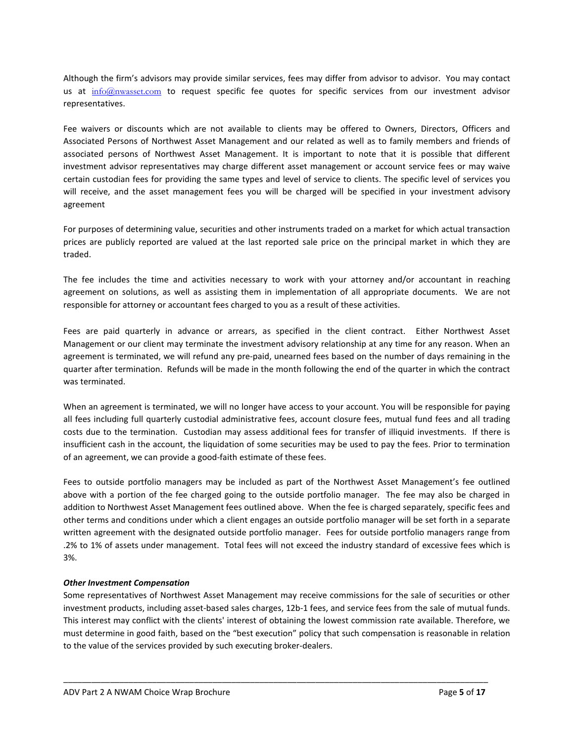Although the firm's advisors may provide similar services, fees may differ from advisor to advisor. You may contact us at info@nwasset.com to request specific fee quotes for specific services from our investment advisor representatives.

Fee waivers or discounts which are not available to clients may be offered to Owners, Directors, Officers and Associated Persons of Northwest Asset Management and our related as well as to family members and friends of associated persons of Northwest Asset Management. It is important to note that it is possible that different investment advisor representatives may charge different asset management or account service fees or may waive certain custodian fees for providing the same types and level of service to clients. The specific level of services you will receive, and the asset management fees you will be charged will be specified in your investment advisory agreement

For purposes of determining value, securities and other instruments traded on a market for which actual transaction prices are publicly reported are valued at the last reported sale price on the principal market in which they are traded.

The fee includes the time and activities necessary to work with your attorney and/or accountant in reaching agreement on solutions, as well as assisting them in implementation of all appropriate documents. We are not responsible for attorney or accountant fees charged to you as a result of these activities.

Fees are paid quarterly in advance or arrears, as specified in the client contract. Either Northwest Asset Management or our client may terminate the investment advisory relationship at any time for any reason. When an agreement is terminated, we will refund any pre-paid, unearned fees based on the number of days remaining in the quarter after termination. Refunds will be made in the month following the end of the quarter in which the contract was terminated.

When an agreement is terminated, we will no longer have access to your account. You will be responsible for paying all fees including full quarterly custodial administrative fees, account closure fees, mutual fund fees and all trading costs due to the termination. Custodian may assess additional fees for transfer of illiquid investments. If there is insufficient cash in the account, the liquidation of some securities may be used to pay the fees. Prior to termination of an agreement, we can provide a good-faith estimate of these fees.

Fees to outside portfolio managers may be included as part of the Northwest Asset Management's fee outlined above with a portion of the fee charged going to the outside portfolio manager. The fee may also be charged in addition to Northwest Asset Management fees outlined above. When the fee is charged separately, specific fees and other terms and conditions under which a client engages an outside portfolio manager will be set forth in a separate written agreement with the designated outside portfolio manager. Fees for outside portfolio managers range from .2% to 1% of assets under management. Total fees will not exceed the industry standard of excessive fees which is 3%.

***Other Investment Compensation***

Some representatives of Northwest Asset Management may receive commissions for the sale of securities or other investment products, including asset-based sales charges, 12b-1 fees, and service fees from the sale of mutual funds. This interest may conflict with the clients' interest of obtaining the lowest commission rate available. Therefore, we must determine in good faith, based on the "best execution" policy that such compensation is reasonable in relation to the value of the services provided by such executing broker-dealers.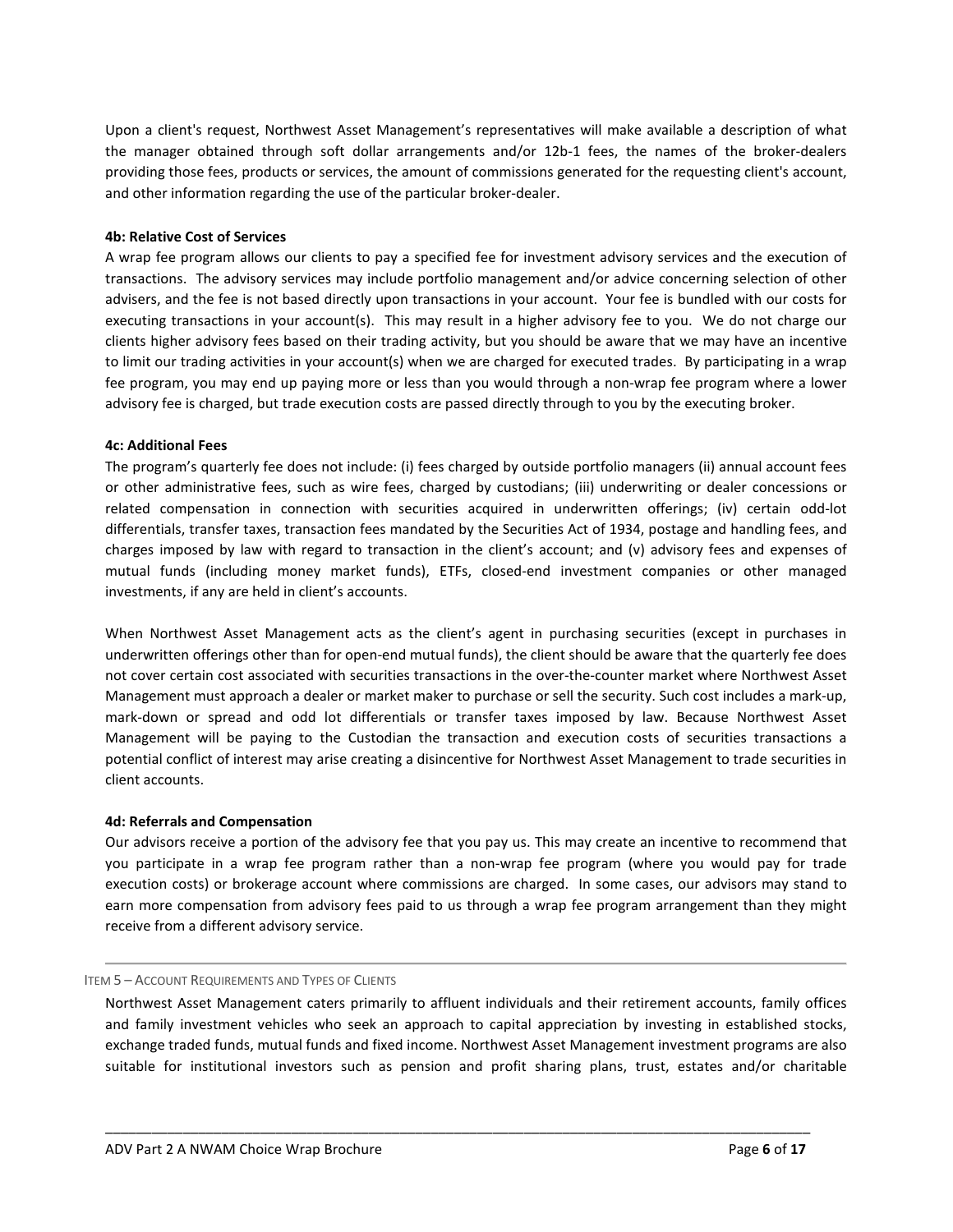Upon a client's request, Northwest Asset Management's representatives will make available a description of what the manager obtained through soft dollar arrangements and/or 12b-1 fees, the names of the broker-dealers providing those fees, products or services, the amount of commissions generated for the requesting client's account, and other information regarding the use of the particular broker-dealer.

**4b: Relative Cost of Services**

A wrap fee program allows our clients to pay a specified fee for investment advisory services and the execution of transactions. The advisory services may include portfolio management and/or advice concerning selection of other advisers, and the fee is not based directly upon transactions in your account. Your fee is bundled with our costs for executing transactions in your account(s). This may result in a higher advisory fee to you. We do not charge our clients higher advisory fees based on their trading activity, but you should be aware that we may have an incentive to limit our trading activities in your account(s) when we are charged for executed trades. By participating in a wrap fee program, you may end up paying more or less than you would through a non-wrap fee program where a lower advisory fee is charged, but trade execution costs are passed directly through to you by the executing broker.

**4c: Additional Fees**

The program's quarterly fee does not include: (i) fees charged by outside portfolio managers (ii) annual account fees or other administrative fees, such as wire fees, charged by custodians; (iii) underwriting or dealer concessions or related compensation in connection with securities acquired in underwritten offerings; (iv) certain odd-lot differentials, transfer taxes, transaction fees mandated by the Securities Act of 1934, postage and handling fees, and charges imposed by law with regard to transaction in the client's account; and (v) advisory fees and expenses of mutual funds (including money market funds), ETFs, closed-end investment companies or other managed investments, if any are held in client's accounts.

When Northwest Asset Management acts as the client's agent in purchasing securities (except in purchases in underwritten offerings other than for open-end mutual funds), the client should be aware that the quarterly fee does not cover certain cost associated with securities transactions in the over-the-counter market where Northwest Asset Management must approach a dealer or market maker to purchase or sell the security. Such cost includes a mark-up, mark-down or spread and odd lot differentials or transfer taxes imposed by law. Because Northwest Asset Management will be paying to the Custodian the transaction and execution costs of securities transactions a potential conflict of interest may arise creating a disincentive for Northwest Asset Management to trade securities in client accounts.

**4d: Referrals and Compensation**

Our advisors receive a portion of the advisory fee that you pay us. This may create an incentive to recommend that you participate in a wrap fee program rather than a non-wrap fee program (where you would pay for trade execution costs) or brokerage account where commissions are charged. In some cases, our advisors may stand to earn more compensation from advisory fees paid to us through a wrap fee program arrangement than they might receive from a different advisory service.

## Item 5 – Account Requirements and Types of Clients

Northwest Asset Management caters primarily to affluent individuals and their retirement accounts, family offices and family investment vehicles who seek an approach to capital appreciation by investing in established stocks, exchange traded funds, mutual funds and fixed income. Northwest Asset Management investment programs are also suitable for institutional investors such as pension and profit sharing plans, trust, estates and/or charitable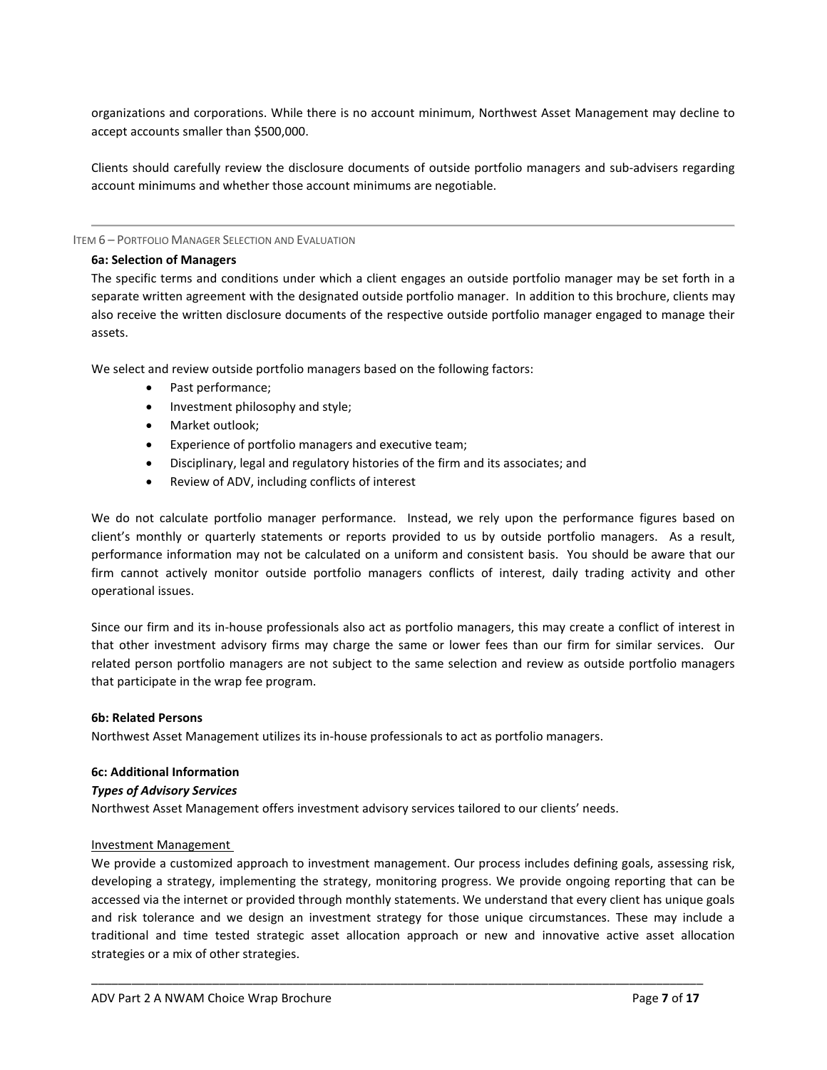organizations and corporations. While there is no account minimum, Northwest Asset Management may decline to accept accounts smaller than $500,000.

Clients should carefully review the disclosure documents of outside portfolio managers and sub-advisers regarding account minimums and whether those account minimums are negotiable.

## Item 6 – Portfolio Manager Selection and Evaluation

### 6a: Selection of Managers

The specific terms and conditions under which a client engages an outside portfolio manager may be set forth in a separate written agreement with the designated outside portfolio manager. In addition to this brochure, clients may also receive the written disclosure documents of the respective outside portfolio manager engaged to manage their assets.

We select and review outside portfolio managers based on the following factors:

- Past performance;
- Investment philosophy and style;
- Market outlook;
- Experience of portfolio managers and executive team;
- Disciplinary, legal and regulatory histories of the firm and its associates; and
- Review of ADV, including conflicts of interest

We do not calculate portfolio manager performance. Instead, we rely upon the performance figures based on client's monthly or quarterly statements or reports provided to us by outside portfolio managers. As a result, performance information may not be calculated on a uniform and consistent basis. You should be aware that our firm cannot actively monitor outside portfolio managers conflicts of interest, daily trading activity and other operational issues.

Since our firm and its in-house professionals also act as portfolio managers, this may create a conflict of interest in that other investment advisory firms may charge the same or lower fees than our firm for similar services. Our related person portfolio managers are not subject to the same selection and review as outside portfolio managers that participate in the wrap fee program.

### 6b: Related Persons

Northwest Asset Management utilizes its in-house professionals to act as portfolio managers.

### 6c: Additional Information

***Types of Advisory Services***

Northwest Asset Management offers investment advisory services tailored to our clients' needs.

Investment Management

We provide a customized approach to investment management. Our process includes defining goals, assessing risk, developing a strategy, implementing the strategy, monitoring progress. We provide ongoing reporting that can be accessed via the internet or provided through monthly statements. We understand that every client has unique goals and risk tolerance and we design an investment strategy for those unique circumstances. These may include a traditional and time tested strategic asset allocation approach or new and innovative active asset allocation strategies or a mix of other strategies.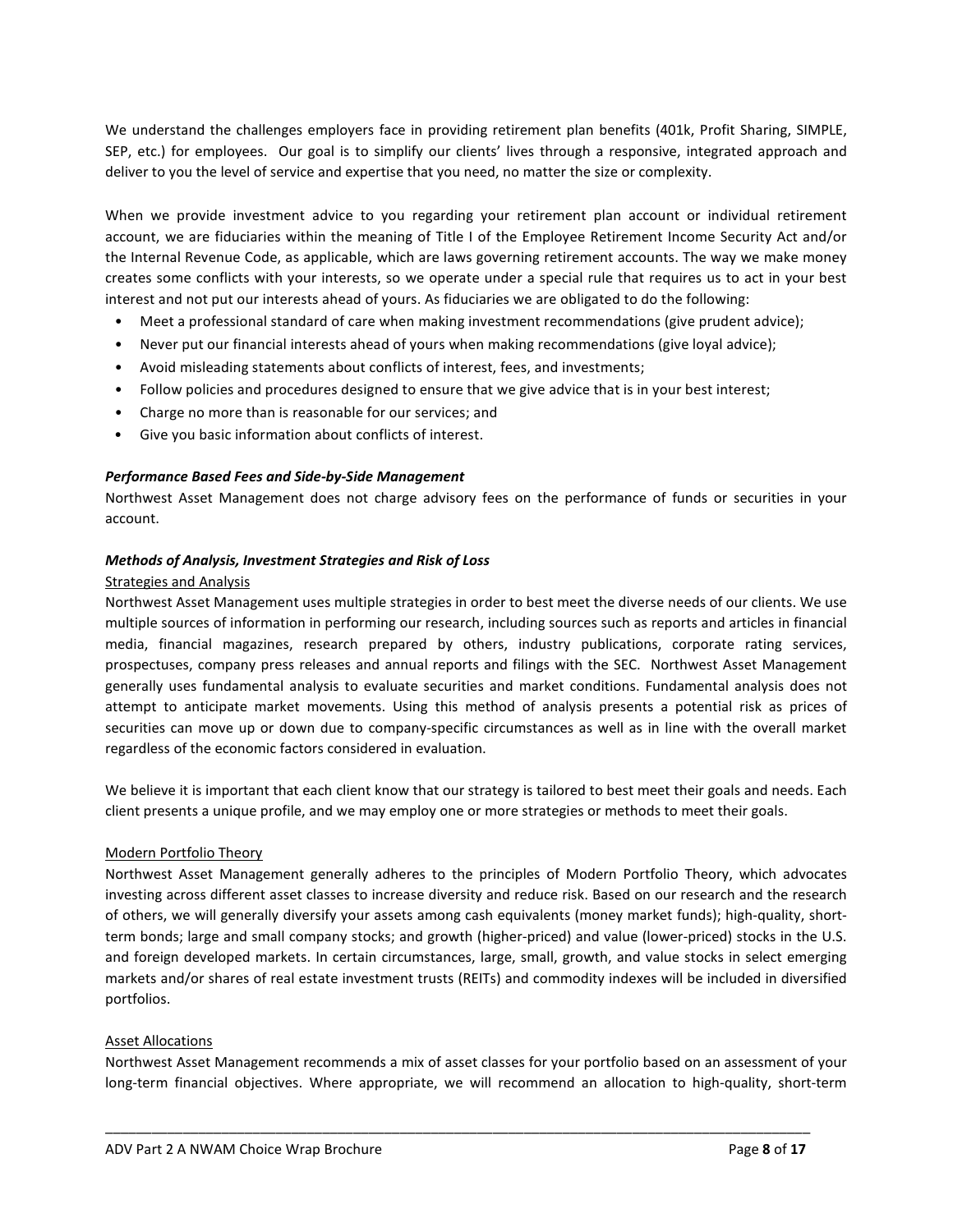We understand the challenges employers face in providing retirement plan benefits (401k, Profit Sharing, SIMPLE, SEP, etc.) for employees. Our goal is to simplify our clients' lives through a responsive, integrated approach and deliver to you the level of service and expertise that you need, no matter the size or complexity.

When we provide investment advice to you regarding your retirement plan account or individual retirement account, we are fiduciaries within the meaning of Title I of the Employee Retirement Income Security Act and/or the Internal Revenue Code, as applicable, which are laws governing retirement accounts. The way we make money creates some conflicts with your interests, so we operate under a special rule that requires us to act in your best interest and not put our interests ahead of yours. As fiduciaries we are obligated to do the following:

- Meet a professional standard of care when making investment recommendations (give prudent advice);
- Never put our financial interests ahead of yours when making recommendations (give loyal advice);
- Avoid misleading statements about conflicts of interest, fees, and investments;
- Follow policies and procedures designed to ensure that we give advice that is in your best interest;
- Charge no more than is reasonable for our services; and
- Give you basic information about conflicts of interest.

***Performance Based Fees and Side-by-Side Management***

Northwest Asset Management does not charge advisory fees on the performance of funds or securities in your account.

***Methods of Analysis, Investment Strategies and Risk of Loss***

Strategies and Analysis

Northwest Asset Management uses multiple strategies in order to best meet the diverse needs of our clients. We use multiple sources of information in performing our research, including sources such as reports and articles in financial media, financial magazines, research prepared by others, industry publications, corporate rating services, prospectuses, company press releases and annual reports and filings with the SEC. Northwest Asset Management generally uses fundamental analysis to evaluate securities and market conditions. Fundamental analysis does not attempt to anticipate market movements. Using this method of analysis presents a potential risk as prices of securities can move up or down due to company-specific circumstances as well as in line with the overall market regardless of the economic factors considered in evaluation.

We believe it is important that each client know that our strategy is tailored to best meet their goals and needs. Each client presents a unique profile, and we may employ one or more strategies or methods to meet their goals.

Modern Portfolio Theory

Northwest Asset Management generally adheres to the principles of Modern Portfolio Theory, which advocates investing across different asset classes to increase diversity and reduce risk. Based on our research and the research of others, we will generally diversify your assets among cash equivalents (money market funds); high-quality, short-term bonds; large and small company stocks; and growth (higher-priced) and value (lower-priced) stocks in the U.S. and foreign developed markets. In certain circumstances, large, small, growth, and value stocks in select emerging markets and/or shares of real estate investment trusts (REITs) and commodity indexes will be included in diversified portfolios.

Asset Allocations

Northwest Asset Management recommends a mix of asset classes for your portfolio based on an assessment of your long-term financial objectives. Where appropriate, we will recommend an allocation to high-quality, short-term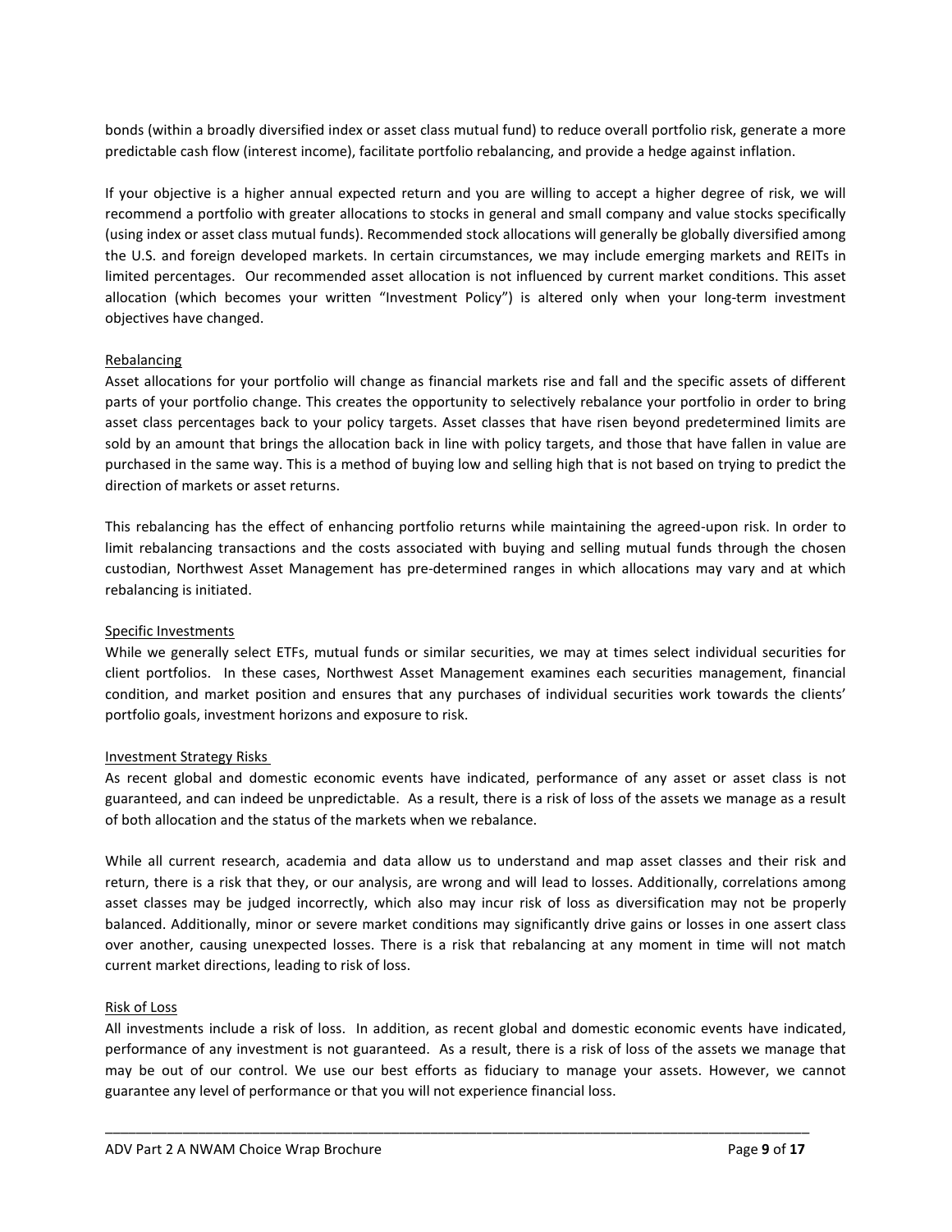bonds (within a broadly diversified index or asset class mutual fund) to reduce overall portfolio risk, generate a more predictable cash flow (interest income), facilitate portfolio rebalancing, and provide a hedge against inflation.

If your objective is a higher annual expected return and you are willing to accept a higher degree of risk, we will recommend a portfolio with greater allocations to stocks in general and small company and value stocks specifically (using index or asset class mutual funds). Recommended stock allocations will generally be globally diversified among the U.S. and foreign developed markets. In certain circumstances, we may include emerging markets and REITs in limited percentages. Our recommended asset allocation is not influenced by current market conditions. This asset allocation (which becomes your written "Investment Policy") is altered only when your long-term investment objectives have changed.

Rebalancing

Asset allocations for your portfolio will change as financial markets rise and fall and the specific assets of different parts of your portfolio change. This creates the opportunity to selectively rebalance your portfolio in order to bring asset class percentages back to your policy targets. Asset classes that have risen beyond predetermined limits are sold by an amount that brings the allocation back in line with policy targets, and those that have fallen in value are purchased in the same way. This is a method of buying low and selling high that is not based on trying to predict the direction of markets or asset returns.

This rebalancing has the effect of enhancing portfolio returns while maintaining the agreed-upon risk. In order to limit rebalancing transactions and the costs associated with buying and selling mutual funds through the chosen custodian, Northwest Asset Management has pre-determined ranges in which allocations may vary and at which rebalancing is initiated.

Specific Investments

While we generally select ETFs, mutual funds or similar securities, we may at times select individual securities for client portfolios. In these cases, Northwest Asset Management examines each securities management, financial condition, and market position and ensures that any purchases of individual securities work towards the clients' portfolio goals, investment horizons and exposure to risk.

Investment Strategy Risks

As recent global and domestic economic events have indicated, performance of any asset or asset class is not guaranteed, and can indeed be unpredictable. As a result, there is a risk of loss of the assets we manage as a result of both allocation and the status of the markets when we rebalance.

While all current research, academia and data allow us to understand and map asset classes and their risk and return, there is a risk that they, or our analysis, are wrong and will lead to losses. Additionally, correlations among asset classes may be judged incorrectly, which also may incur risk of loss as diversification may not be properly balanced. Additionally, minor or severe market conditions may significantly drive gains or losses in one assert class over another, causing unexpected losses. There is a risk that rebalancing at any moment in time will not match current market directions, leading to risk of loss.

Risk of Loss

All investments include a risk of loss. In addition, as recent global and domestic economic events have indicated, performance of any investment is not guaranteed. As a result, there is a risk of loss of the assets we manage that may be out of our control. We use our best efforts as fiduciary to manage your assets. However, we cannot guarantee any level of performance or that you will not experience financial loss.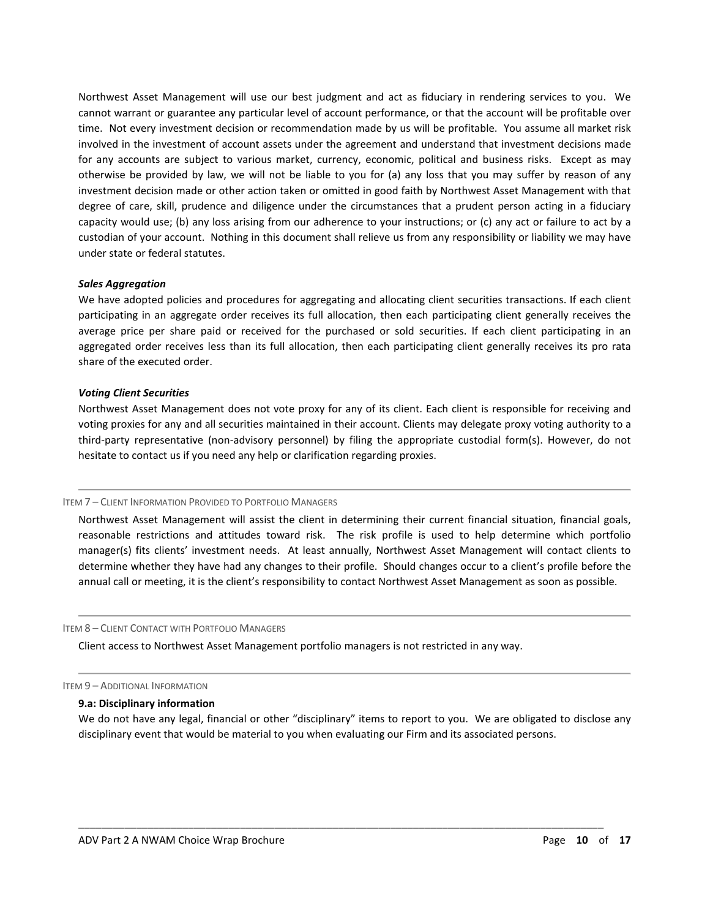Northwest Asset Management will use our best judgment and act as fiduciary in rendering services to you. We cannot warrant or guarantee any particular level of account performance, or that the account will be profitable over time. Not every investment decision or recommendation made by us will be profitable. You assume all market risk involved in the investment of account assets under the agreement and understand that investment decisions made for any accounts are subject to various market, currency, economic, political and business risks. Except as may otherwise be provided by law, we will not be liable to you for (a) any loss that you may suffer by reason of any investment decision made or other action taken or omitted in good faith by Northwest Asset Management with that degree of care, skill, prudence and diligence under the circumstances that a prudent person acting in a fiduciary capacity would use; (b) any loss arising from our adherence to your instructions; or (c) any act or failure to act by a custodian of your account. Nothing in this document shall relieve us from any responsibility or liability we may have under state or federal statutes.

***Sales Aggregation***

We have adopted policies and procedures for aggregating and allocating client securities transactions. If each client participating in an aggregate order receives its full allocation, then each participating client generally receives the average price per share paid or received for the purchased or sold securities. If each client participating in an aggregated order receives less than its full allocation, then each participating client generally receives its pro rata share of the executed order.

***Voting Client Securities***

Northwest Asset Management does not vote proxy for any of its client. Each client is responsible for receiving and voting proxies for any and all securities maintained in their account. Clients may delegate proxy voting authority to a third-party representative (non-advisory personnel) by filing the appropriate custodial form(s). However, do not hesitate to contact us if you need any help or clarification regarding proxies.

## ITEM 7 – CLIENT INFORMATION PROVIDED TO PORTFOLIO MANAGERS

Northwest Asset Management will assist the client in determining their current financial situation, financial goals, reasonable restrictions and attitudes toward risk. The risk profile is used to help determine which portfolio manager(s) fits clients' investment needs. At least annually, Northwest Asset Management will contact clients to determine whether they have had any changes to their profile. Should changes occur to a client's profile before the annual call or meeting, it is the client's responsibility to contact Northwest Asset Management as soon as possible.

## ITEM 8 – CLIENT CONTACT WITH PORTFOLIO MANAGERS

Client access to Northwest Asset Management portfolio managers is not restricted in any way.

## ITEM 9 – ADDITIONAL INFORMATION

### 9.a: Disciplinary information

We do not have any legal, financial or other "disciplinary" items to report to you. We are obligated to disclose any disciplinary event that would be material to you when evaluating our Firm and its associated persons.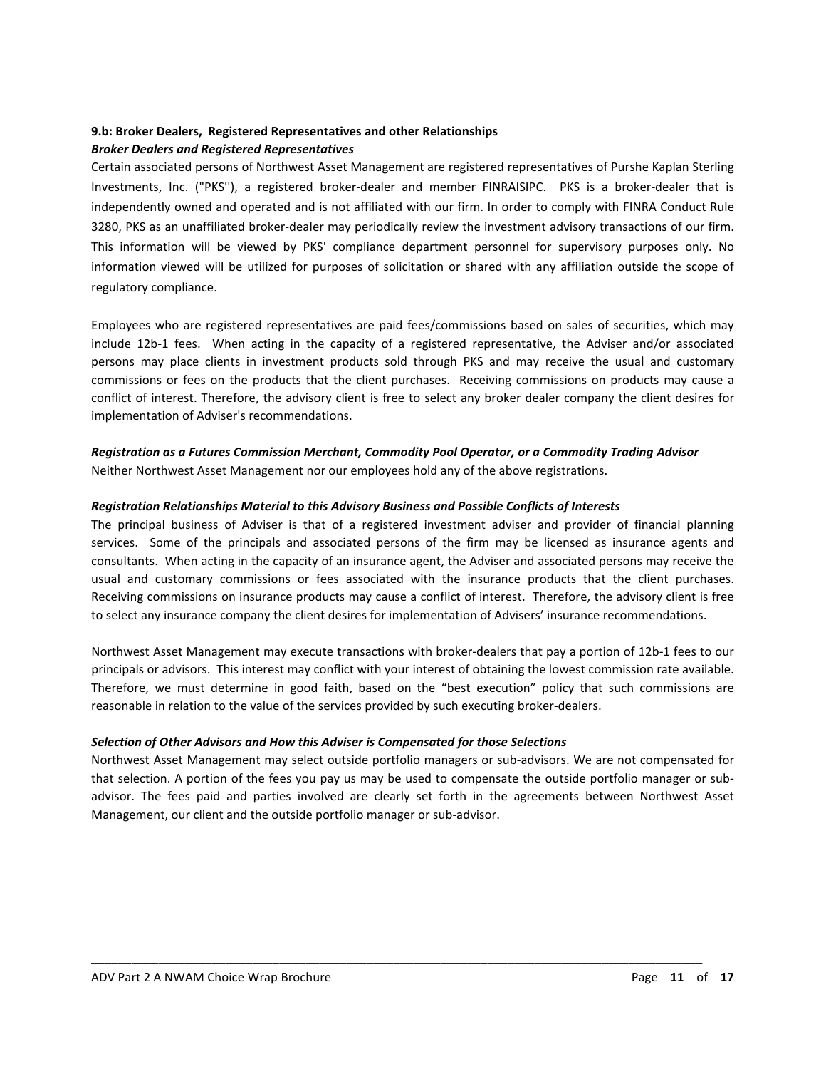### 9.b: Broker Dealers, Registered Representatives and other Relationships

***Broker Dealers and Registered Representatives***

Certain associated persons of Northwest Asset Management are registered representatives of Purshe Kaplan Sterling Investments, Inc. ("PKS''), a registered broker-dealer and member FINRAISIPC. PKS is a broker-dealer that is independently owned and operated and is not affiliated with our firm. In order to comply with FINRA Conduct Rule 3280, PKS as an unaffiliated broker-dealer may periodically review the investment advisory transactions of our firm. This information will be viewed by PKS' compliance department personnel for supervisory purposes only. No information viewed will be utilized for purposes of solicitation or shared with any affiliation outside the scope of regulatory compliance.

Employees who are registered representatives are paid fees/commissions based on sales of securities, which may include 12b-1 fees. When acting in the capacity of a registered representative, the Adviser and/or associated persons may place clients in investment products sold through PKS and may receive the usual and customary commissions or fees on the products that the client purchases. Receiving commissions on products may cause a conflict of interest. Therefore, the advisory client is free to select any broker dealer company the client desires for implementation of Adviser's recommendations.

***Registration as a Futures Commission Merchant, Commodity Pool Operator, or a Commodity Trading Advisor***

Neither Northwest Asset Management nor our employees hold any of the above registrations.

***Registration Relationships Material to this Advisory Business and Possible Conflicts of Interests***

The principal business of Adviser is that of a registered investment adviser and provider of financial planning services. Some of the principals and associated persons of the firm may be licensed as insurance agents and consultants. When acting in the capacity of an insurance agent, the Adviser and associated persons may receive the usual and customary commissions or fees associated with the insurance products that the client purchases. Receiving commissions on insurance products may cause a conflict of interest. Therefore, the advisory client is free to select any insurance company the client desires for implementation of Advisers' insurance recommendations.

Northwest Asset Management may execute transactions with broker-dealers that pay a portion of 12b-1 fees to our principals or advisors. This interest may conflict with your interest of obtaining the lowest commission rate available. Therefore, we must determine in good faith, based on the "best execution" policy that such commissions are reasonable in relation to the value of the services provided by such executing broker-dealers.

***Selection of Other Advisors and How this Adviser is Compensated for those Selections***

Northwest Asset Management may select outside portfolio managers or sub-advisors. We are not compensated for that selection. A portion of the fees you pay us may be used to compensate the outside portfolio manager or sub-advisor. The fees paid and parties involved are clearly set forth in the agreements between Northwest Asset Management, our client and the outside portfolio manager or sub-advisor.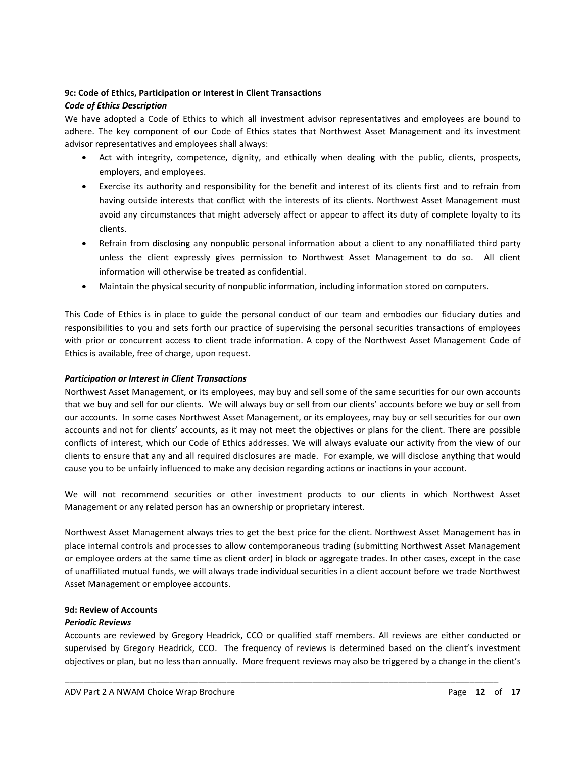**9c: Code of Ethics, Participation or Interest in Client Transactions**

***Code of Ethics Description***

We have adopted a Code of Ethics to which all investment advisor representatives and employees are bound to adhere. The key component of our Code of Ethics states that Northwest Asset Management and its investment advisor representatives and employees shall always:

- Act with integrity, competence, dignity, and ethically when dealing with the public, clients, prospects, employers, and employees.
- Exercise its authority and responsibility for the benefit and interest of its clients first and to refrain from having outside interests that conflict with the interests of its clients. Northwest Asset Management must avoid any circumstances that might adversely affect or appear to affect its duty of complete loyalty to its clients.
- Refrain from disclosing any nonpublic personal information about a client to any nonaffiliated third party unless the client expressly gives permission to Northwest Asset Management to do so. All client information will otherwise be treated as confidential.
- Maintain the physical security of nonpublic information, including information stored on computers.

This Code of Ethics is in place to guide the personal conduct of our team and embodies our fiduciary duties and responsibilities to you and sets forth our practice of supervising the personal securities transactions of employees with prior or concurrent access to client trade information. A copy of the Northwest Asset Management Code of Ethics is available, free of charge, upon request.

***Participation or Interest in Client Transactions***

Northwest Asset Management, or its employees, may buy and sell some of the same securities for our own accounts that we buy and sell for our clients. We will always buy or sell from our clients' accounts before we buy or sell from our accounts. In some cases Northwest Asset Management, or its employees, may buy or sell securities for our own accounts and not for clients' accounts, as it may not meet the objectives or plans for the client. There are possible conflicts of interest, which our Code of Ethics addresses. We will always evaluate our activity from the view of our clients to ensure that any and all required disclosures are made. For example, we will disclose anything that would cause you to be unfairly influenced to make any decision regarding actions or inactions in your account.

We will not recommend securities or other investment products to our clients in which Northwest Asset Management or any related person has an ownership or proprietary interest.

Northwest Asset Management always tries to get the best price for the client. Northwest Asset Management has in place internal controls and processes to allow contemporaneous trading (submitting Northwest Asset Management or employee orders at the same time as client order) in block or aggregate trades. In other cases, except in the case of unaffiliated mutual funds, we will always trade individual securities in a client account before we trade Northwest Asset Management or employee accounts.

**9d: Review of Accounts**

***Periodic Reviews***

Accounts are reviewed by Gregory Headrick, CCO or qualified staff members. All reviews are either conducted or supervised by Gregory Headrick, CCO. The frequency of reviews is determined based on the client's investment objectives or plan, but no less than annually. More frequent reviews may also be triggered by a change in the client's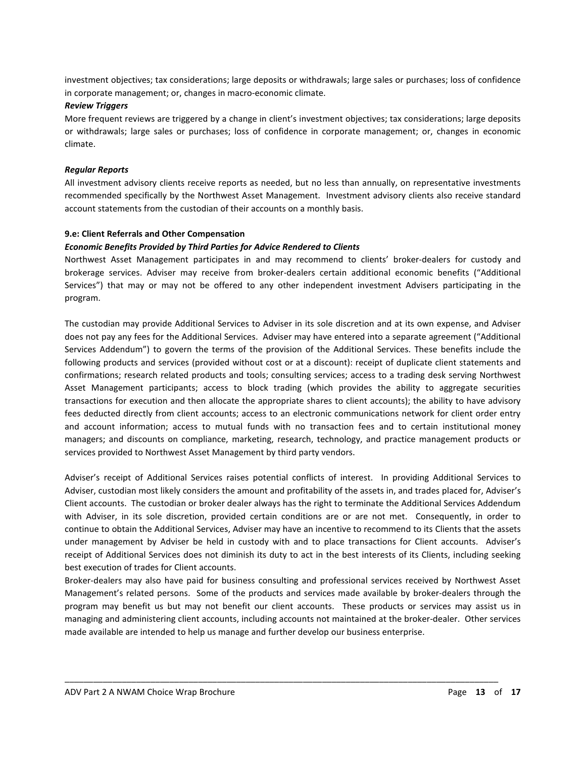investment objectives; tax considerations; large deposits or withdrawals; large sales or purchases; loss of confidence in corporate management; or, changes in macro-economic climate.

***Review Triggers***

More frequent reviews are triggered by a change in client's investment objectives; tax considerations; large deposits or withdrawals; large sales or purchases; loss of confidence in corporate management; or, changes in economic climate.

***Regular Reports***

All investment advisory clients receive reports as needed, but no less than annually, on representative investments recommended specifically by the Northwest Asset Management. Investment advisory clients also receive standard account statements from the custodian of their accounts on a monthly basis.

**9.e: Client Referrals and Other Compensation**

***Economic Benefits Provided by Third Parties for Advice Rendered to Clients***

Northwest Asset Management participates in and may recommend to clients' broker-dealers for custody and brokerage services. Adviser may receive from broker-dealers certain additional economic benefits ("Additional Services") that may or may not be offered to any other independent investment Advisers participating in the program.

The custodian may provide Additional Services to Adviser in its sole discretion and at its own expense, and Adviser does not pay any fees for the Additional Services. Adviser may have entered into a separate agreement ("Additional Services Addendum") to govern the terms of the provision of the Additional Services. These benefits include the following products and services (provided without cost or at a discount): receipt of duplicate client statements and confirmations; research related products and tools; consulting services; access to a trading desk serving Northwest Asset Management participants; access to block trading (which provides the ability to aggregate securities transactions for execution and then allocate the appropriate shares to client accounts); the ability to have advisory fees deducted directly from client accounts; access to an electronic communications network for client order entry and account information; access to mutual funds with no transaction fees and to certain institutional money managers; and discounts on compliance, marketing, research, technology, and practice management products or services provided to Northwest Asset Management by third party vendors.

Adviser's receipt of Additional Services raises potential conflicts of interest. In providing Additional Services to Adviser, custodian most likely considers the amount and profitability of the assets in, and trades placed for, Adviser's Client accounts. The custodian or broker dealer always has the right to terminate the Additional Services Addendum with Adviser, in its sole discretion, provided certain conditions are or are not met. Consequently, in order to continue to obtain the Additional Services, Adviser may have an incentive to recommend to its Clients that the assets under management by Adviser be held in custody with and to place transactions for Client accounts. Adviser's receipt of Additional Services does not diminish its duty to act in the best interests of its Clients, including seeking best execution of trades for Client accounts.

Broker-dealers may also have paid for business consulting and professional services received by Northwest Asset Management's related persons. Some of the products and services made available by broker-dealers through the program may benefit us but may not benefit our client accounts. These products or services may assist us in managing and administering client accounts, including accounts not maintained at the broker-dealer. Other services made available are intended to help us manage and further develop our business enterprise.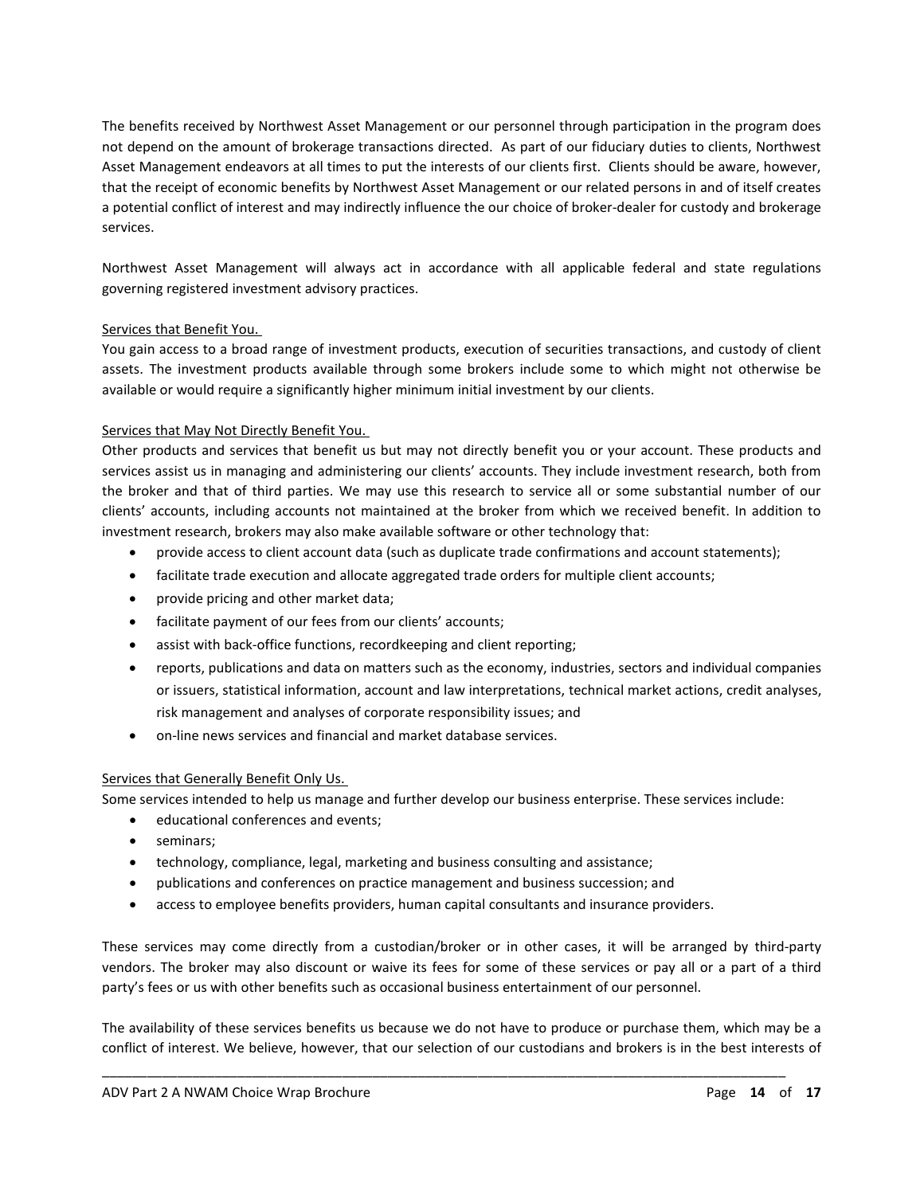The benefits received by Northwest Asset Management or our personnel through participation in the program does not depend on the amount of brokerage transactions directed. As part of our fiduciary duties to clients, Northwest Asset Management endeavors at all times to put the interests of our clients first. Clients should be aware, however, that the receipt of economic benefits by Northwest Asset Management or our related persons in and of itself creates a potential conflict of interest and may indirectly influence the our choice of broker-dealer for custody and brokerage services.

Northwest Asset Management will always act in accordance with all applicable federal and state regulations governing registered investment advisory practices.

Services that Benefit You.

You gain access to a broad range of investment products, execution of securities transactions, and custody of client assets. The investment products available through some brokers include some to which might not otherwise be available or would require a significantly higher minimum initial investment by our clients.

Services that May Not Directly Benefit You.

Other products and services that benefit us but may not directly benefit you or your account. These products and services assist us in managing and administering our clients' accounts. They include investment research, both from the broker and that of third parties. We may use this research to service all or some substantial number of our clients' accounts, including accounts not maintained at the broker from which we received benefit. In addition to investment research, brokers may also make available software or other technology that:

- provide access to client account data (such as duplicate trade confirmations and account statements);
- facilitate trade execution and allocate aggregated trade orders for multiple client accounts;
- provide pricing and other market data;
- facilitate payment of our fees from our clients' accounts;
- assist with back-office functions, recordkeeping and client reporting;
- reports, publications and data on matters such as the economy, industries, sectors and individual companies or issuers, statistical information, account and law interpretations, technical market actions, credit analyses, risk management and analyses of corporate responsibility issues; and
- on-line news services and financial and market database services.

Services that Generally Benefit Only Us.

Some services intended to help us manage and further develop our business enterprise. These services include:

- educational conferences and events;
- seminars;
- technology, compliance, legal, marketing and business consulting and assistance;
- publications and conferences on practice management and business succession; and
- access to employee benefits providers, human capital consultants and insurance providers.

These services may come directly from a custodian/broker or in other cases, it will be arranged by third-party vendors. The broker may also discount or waive its fees for some of these services or pay all or a part of a third party's fees or us with other benefits such as occasional business entertainment of our personnel.

The availability of these services benefits us because we do not have to produce or purchase them, which may be a conflict of interest. We believe, however, that our selection of our custodians and brokers is in the best interests of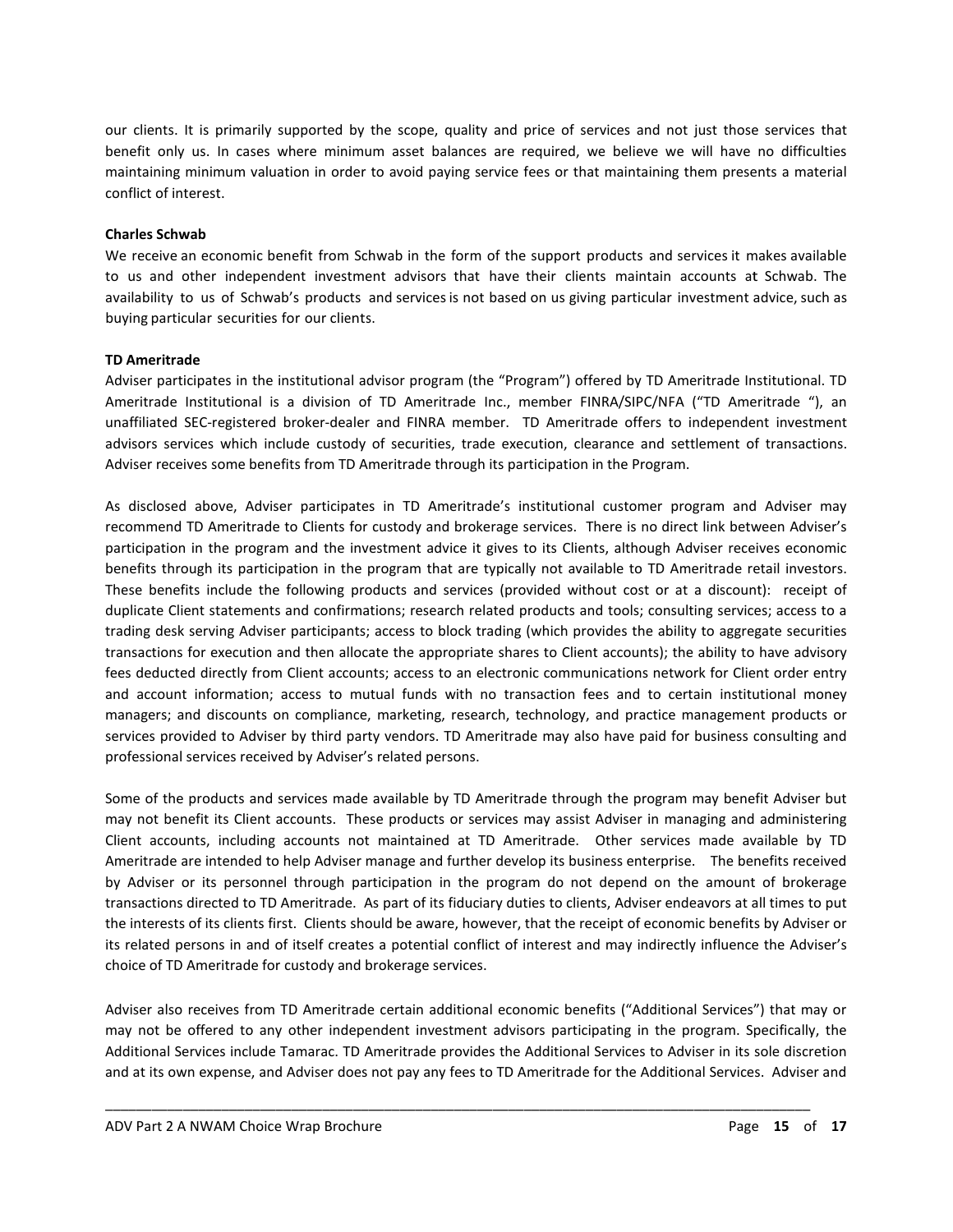our clients. It is primarily supported by the scope, quality and price of services and not just those services that benefit only us. In cases where minimum asset balances are required, we believe we will have no difficulties maintaining minimum valuation in order to avoid paying service fees or that maintaining them presents a material conflict of interest.

**Charles Schwab**

We receive an economic benefit from Schwab in the form of the support products and services it makes available to us and other independent investment advisors that have their clients maintain accounts at Schwab. The availability to us of Schwab's products and services is not based on us giving particular investment advice, such as buying particular securities for our clients.

**TD Ameritrade**

Adviser participates in the institutional advisor program (the "Program") offered by TD Ameritrade Institutional. TD Ameritrade Institutional is a division of TD Ameritrade Inc., member FINRA/SIPC/NFA ("TD Ameritrade "), an unaffiliated SEC-registered broker-dealer and FINRA member. TD Ameritrade offers to independent investment advisors services which include custody of securities, trade execution, clearance and settlement of transactions. Adviser receives some benefits from TD Ameritrade through its participation in the Program.

As disclosed above, Adviser participates in TD Ameritrade's institutional customer program and Adviser may recommend TD Ameritrade to Clients for custody and brokerage services. There is no direct link between Adviser's participation in the program and the investment advice it gives to its Clients, although Adviser receives economic benefits through its participation in the program that are typically not available to TD Ameritrade retail investors. These benefits include the following products and services (provided without cost or at a discount): receipt of duplicate Client statements and confirmations; research related products and tools; consulting services; access to a trading desk serving Adviser participants; access to block trading (which provides the ability to aggregate securities transactions for execution and then allocate the appropriate shares to Client accounts); the ability to have advisory fees deducted directly from Client accounts; access to an electronic communications network for Client order entry and account information; access to mutual funds with no transaction fees and to certain institutional money managers; and discounts on compliance, marketing, research, technology, and practice management products or services provided to Adviser by third party vendors. TD Ameritrade may also have paid for business consulting and professional services received by Adviser's related persons.

Some of the products and services made available by TD Ameritrade through the program may benefit Adviser but may not benefit its Client accounts. These products or services may assist Adviser in managing and administering Client accounts, including accounts not maintained at TD Ameritrade. Other services made available by TD Ameritrade are intended to help Adviser manage and further develop its business enterprise. The benefits received by Adviser or its personnel through participation in the program do not depend on the amount of brokerage transactions directed to TD Ameritrade. As part of its fiduciary duties to clients, Adviser endeavors at all times to put the interests of its clients first. Clients should be aware, however, that the receipt of economic benefits by Adviser or its related persons in and of itself creates a potential conflict of interest and may indirectly influence the Adviser's choice of TD Ameritrade for custody and brokerage services.

Adviser also receives from TD Ameritrade certain additional economic benefits ("Additional Services") that may or may not be offered to any other independent investment advisors participating in the program. Specifically, the Additional Services include Tamarac. TD Ameritrade provides the Additional Services to Adviser in its sole discretion and at its own expense, and Adviser does not pay any fees to TD Ameritrade for the Additional Services. Adviser and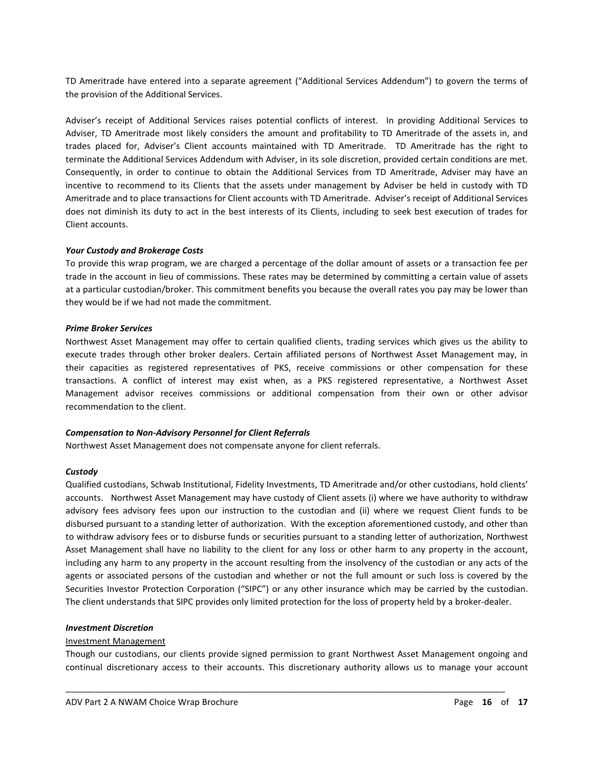TD Ameritrade have entered into a separate agreement ("Additional Services Addendum") to govern the terms of the provision of the Additional Services.

Adviser's receipt of Additional Services raises potential conflicts of interest. In providing Additional Services to Adviser, TD Ameritrade most likely considers the amount and profitability to TD Ameritrade of the assets in, and trades placed for, Adviser's Client accounts maintained with TD Ameritrade. TD Ameritrade has the right to terminate the Additional Services Addendum with Adviser, in its sole discretion, provided certain conditions are met. Consequently, in order to continue to obtain the Additional Services from TD Ameritrade, Adviser may have an incentive to recommend to its Clients that the assets under management by Adviser be held in custody with TD Ameritrade and to place transactions for Client accounts with TD Ameritrade. Adviser's receipt of Additional Services does not diminish its duty to act in the best interests of its Clients, including to seek best execution of trades for Client accounts.

***Your Custody and Brokerage Costs***

To provide this wrap program, we are charged a percentage of the dollar amount of assets or a transaction fee per trade in the account in lieu of commissions. These rates may be determined by committing a certain value of assets at a particular custodian/broker. This commitment benefits you because the overall rates you pay may be lower than they would be if we had not made the commitment.

***Prime Broker Services***

Northwest Asset Management may offer to certain qualified clients, trading services which gives us the ability to execute trades through other broker dealers. Certain affiliated persons of Northwest Asset Management may, in their capacities as registered representatives of PKS, receive commissions or other compensation for these transactions. A conflict of interest may exist when, as a PKS registered representative, a Northwest Asset Management advisor receives commissions or additional compensation from their own or other advisor recommendation to the client.

***Compensation to Non-Advisory Personnel for Client Referrals***

Northwest Asset Management does not compensate anyone for client referrals.

***Custody***

Qualified custodians, Schwab Institutional, Fidelity Investments, TD Ameritrade and/or other custodians, hold clients' accounts. Northwest Asset Management may have custody of Client assets (i) where we have authority to withdraw advisory fees advisory fees upon our instruction to the custodian and (ii) where we request Client funds to be disbursed pursuant to a standing letter of authorization. With the exception aforementioned custody, and other than to withdraw advisory fees or to disburse funds or securities pursuant to a standing letter of authorization, Northwest Asset Management shall have no liability to the client for any loss or other harm to any property in the account, including any harm to any property in the account resulting from the insolvency of the custodian or any acts of the agents or associated persons of the custodian and whether or not the full amount or such loss is covered by the Securities Investor Protection Corporation ("SIPC") or any other insurance which may be carried by the custodian. The client understands that SIPC provides only limited protection for the loss of property held by a broker-dealer.

***Investment Discretion***

<u>Investment Management</u>

Though our custodians, our clients provide signed permission to grant Northwest Asset Management ongoing and continual discretionary access to their accounts. This discretionary authority allows us to manage your account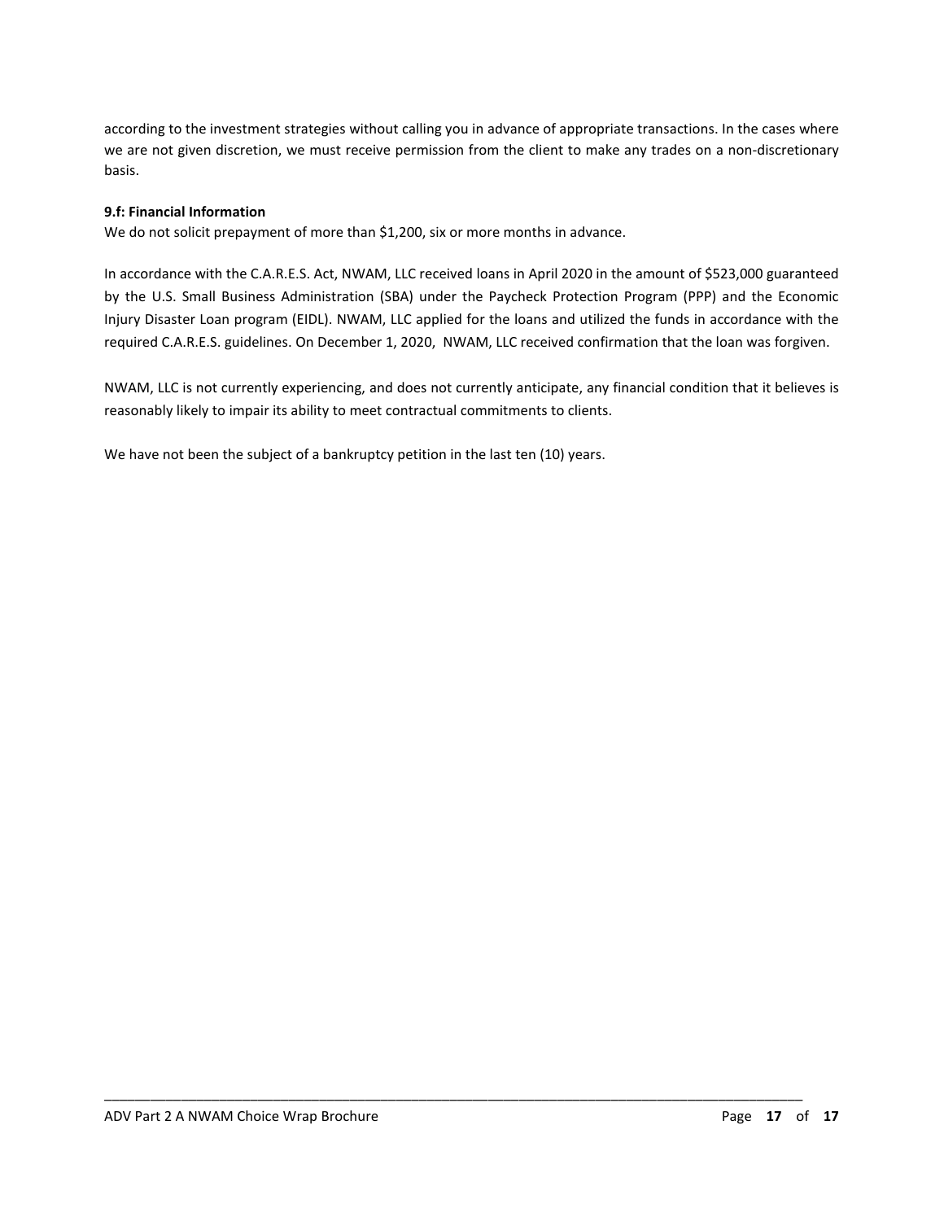according to the investment strategies without calling you in advance of appropriate transactions. In the cases where we are not given discretion, we must receive permission from the client to make any trades on a non-discretionary basis.

**9.f: Financial Information**

We do not solicit prepayment of more than $1,200, six or more months in advance.

In accordance with the C.A.R.E.S. Act, NWAM, LLC received loans in April 2020 in the amount of $523,000 guaranteed by the U.S. Small Business Administration (SBA) under the Paycheck Protection Program (PPP) and the Economic Injury Disaster Loan program (EIDL). NWAM, LLC applied for the loans and utilized the funds in accordance with the required C.A.R.E.S. guidelines. On December 1, 2020, NWAM, LLC received confirmation that the loan was forgiven.

NWAM, LLC is not currently experiencing, and does not currently anticipate, any financial condition that it believes is reasonably likely to impair its ability to meet contractual commitments to clients.

We have not been the subject of a bankruptcy petition in the last ten (10) years.